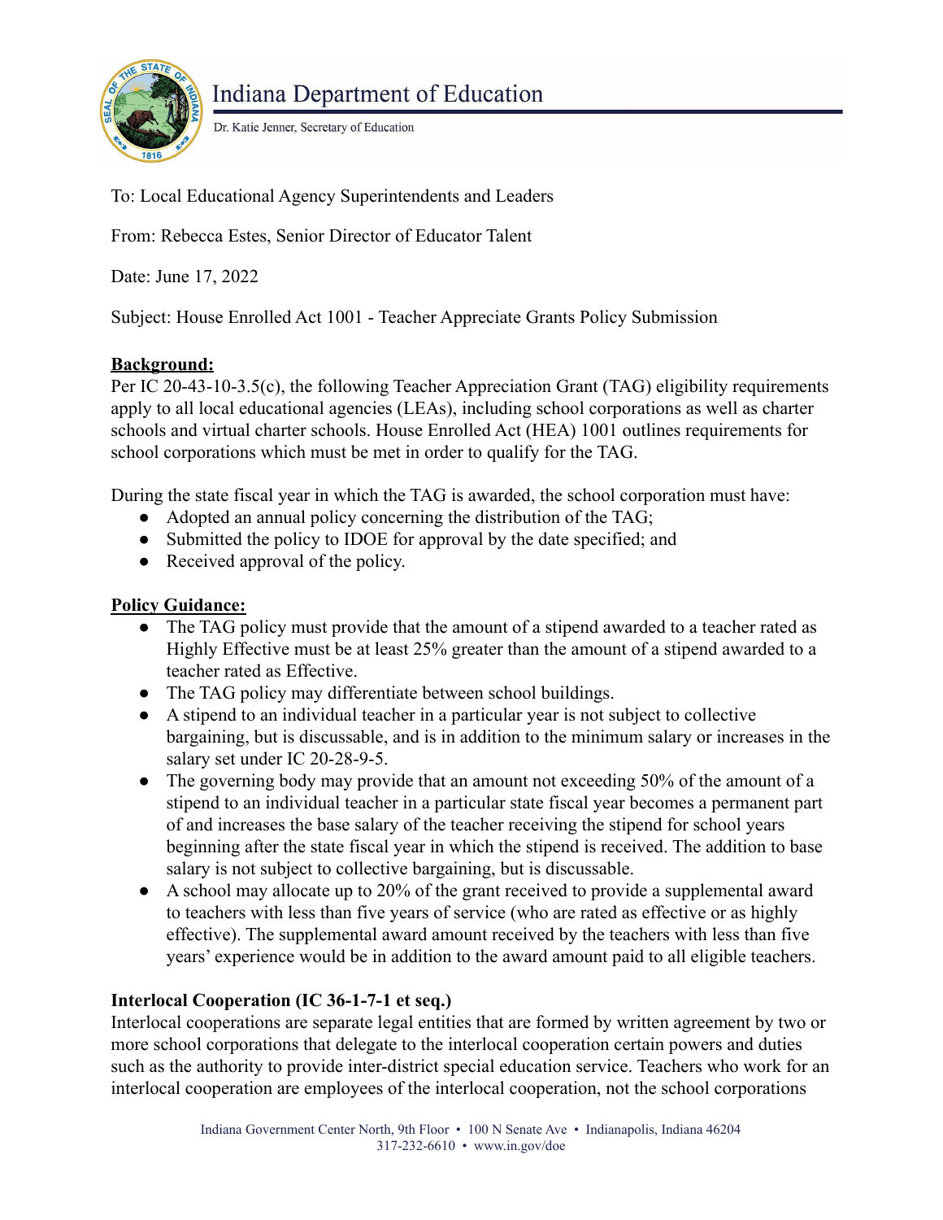Indiana Department of Education

Dr. Katie Jenner, Secretary of Education

To: Local Educational Agency Superintendents and Leaders

From: Rebecca Estes, Senior Director of Educator Talent

Date: June 17, 2022

Subject: House Enrolled Act 1001 - Teacher Appreciate Grants Policy Submission

**Background:**

Per IC 20-43-10-3.5(c), the following Teacher Appreciation Grant (TAG) eligibility requirements apply to all local educational agencies (LEAs), including school corporations as well as charter schools and virtual charter schools. House Enrolled Act (HEA) 1001 outlines requirements for school corporations which must be met in order to qualify for the TAG.

During the state fiscal year in which the TAG is awarded, the school corporation must have:

- Adopted an annual policy concerning the distribution of the TAG;
- Submitted the policy to IDOE for approval by the date specified; and
- Received approval of the policy.

**Policy Guidance:**

- The TAG policy must provide that the amount of a stipend awarded to a teacher rated as Highly Effective must be at least 25% greater than the amount of a stipend awarded to a teacher rated as Effective.
- The TAG policy may differentiate between school buildings.
- A stipend to an individual teacher in a particular year is not subject to collective bargaining, but is discussable, and is in addition to the minimum salary or increases in the salary set under IC 20-28-9-5.
- The governing body may provide that an amount not exceeding 50% of the amount of a stipend to an individual teacher in a particular state fiscal year becomes a permanent part of and increases the base salary of the teacher receiving the stipend for school years beginning after the state fiscal year in which the stipend is received. The addition to base salary is not subject to collective bargaining, but is discussable.
- A school may allocate up to 20% of the grant received to provide a supplemental award to teachers with less than five years of service (who are rated as effective or as highly effective). The supplemental award amount received by the teachers with less than five years' experience would be in addition to the award amount paid to all eligible teachers.

**Interlocal Cooperation (IC 36-1-7-1 et seq.)**

Interlocal cooperations are separate legal entities that are formed by written agreement by two or more school corporations that delegate to the interlocal cooperation certain powers and duties such as the authority to provide inter-district special education service. Teachers who work for an interlocal cooperation are employees of the interlocal cooperation, not the school corporations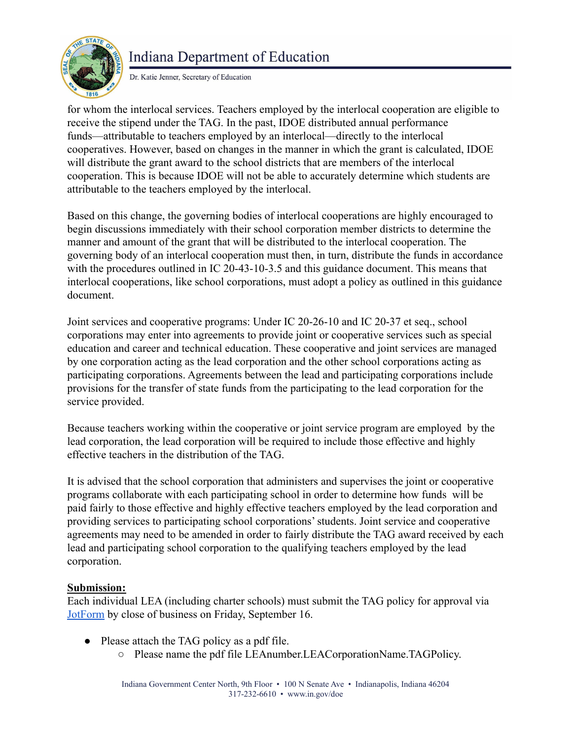for whom the interlocal services. Teachers employed by the interlocal cooperation are eligible to receive the stipend under the TAG. In the past, IDOE distributed annual performance funds—attributable to teachers employed by an interlocal—directly to the interlocal cooperatives. However, based on changes in the manner in which the grant is calculated, IDOE will distribute the grant award to the school districts that are members of the interlocal cooperation. This is because IDOE will not be able to accurately determine which students are attributable to the teachers employed by the interlocal.

Based on this change, the governing bodies of interlocal cooperations are highly encouraged to begin discussions immediately with their school corporation member districts to determine the manner and amount of the grant that will be distributed to the interlocal cooperation. The governing body of an interlocal cooperation must then, in turn, distribute the funds in accordance with the procedures outlined in IC 20-43-10-3.5 and this guidance document. This means that interlocal cooperations, like school corporations, must adopt a policy as outlined in this guidance document.

Joint services and cooperative programs: Under IC 20-26-10 and IC 20-37 et seq., school corporations may enter into agreements to provide joint or cooperative services such as special education and career and technical education. These cooperative and joint services are managed by one corporation acting as the lead corporation and the other school corporations acting as participating corporations. Agreements between the lead and participating corporations include provisions for the transfer of state funds from the participating to the lead corporation for the service provided.

Because teachers working within the cooperative or joint service program are employed by the lead corporation, the lead corporation will be required to include those effective and highly effective teachers in the distribution of the TAG.

It is advised that the school corporation that administers and supervises the joint or cooperative programs collaborate with each participating school in order to determine how funds will be paid fairly to those effective and highly effective teachers employed by the lead corporation and providing services to participating school corporations' students. Joint service and cooperative agreements may need to be amended in order to fairly distribute the TAG award received by each lead and participating school corporation to the qualifying teachers employed by the lead corporation.

**Submission:**

Each individual LEA (including charter schools) must submit the TAG policy for approval via JotForm by close of business on Friday, September 16.

- Please attach the TAG policy as a pdf file.
  - Please name the pdf file LEAnumber.LEACorporationName.TAGPolicy.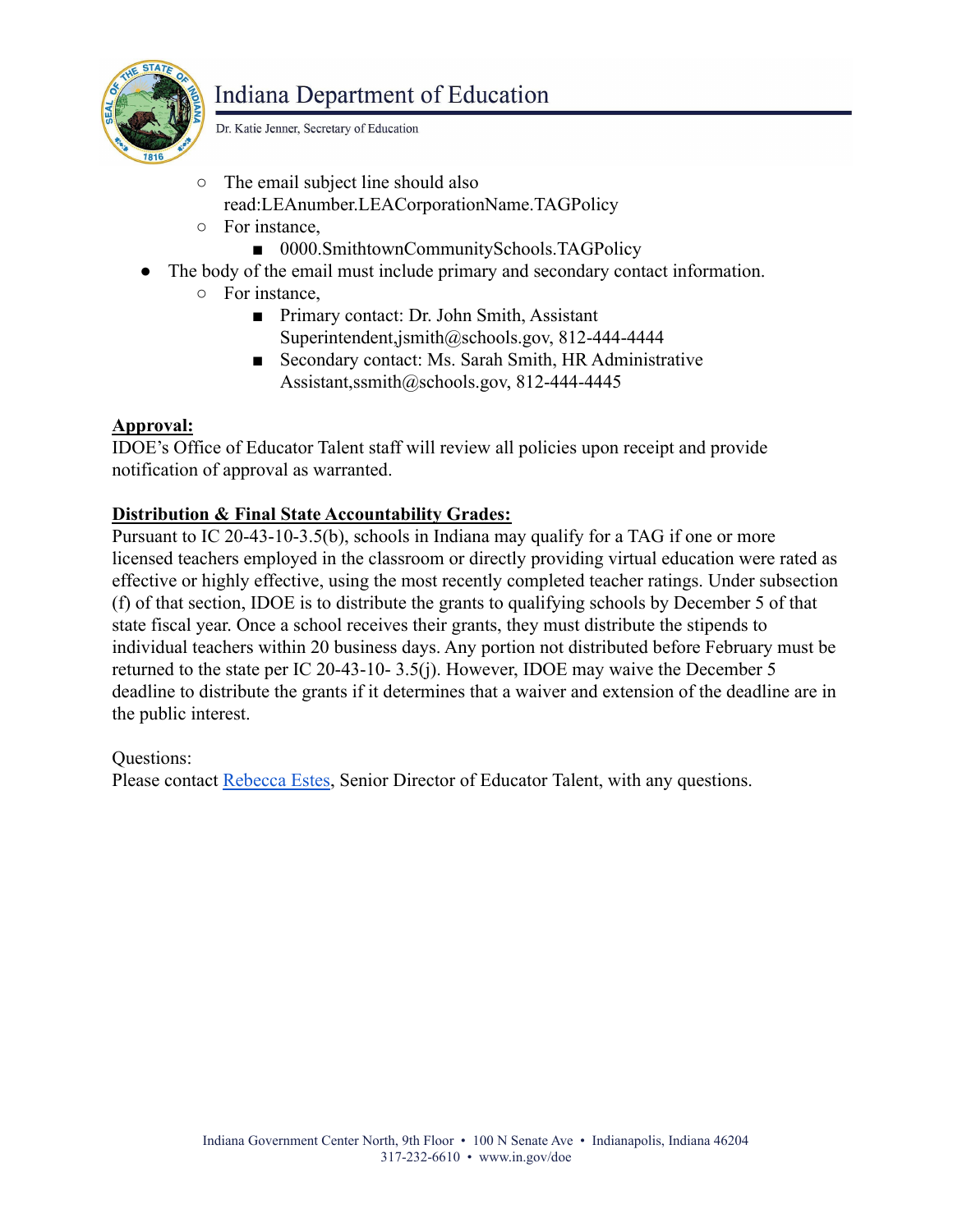- The email subject line should also read:LEAnumber.LEACorporationName.TAGPolicy
  - For instance,
    - 0000.SmithtownCommunitySchools.TAGPolicy
- The body of the email must include primary and secondary contact information.
  - For instance,
    - Primary contact: Dr. John Smith, Assistant Superintendent,jsmith@schools.gov, 812-444-4444
    - Secondary contact: Ms. Sarah Smith, HR Administrative Assistant,ssmith@schools.gov, 812-444-4445

**Approval:**

IDOE's Office of Educator Talent staff will review all policies upon receipt and provide notification of approval as warranted.

**Distribution & Final State Accountability Grades:**

Pursuant to IC 20-43-10-3.5(b), schools in Indiana may qualify for a TAG if one or more licensed teachers employed in the classroom or directly providing virtual education were rated as effective or highly effective, using the most recently completed teacher ratings. Under subsection (f) of that section, IDOE is to distribute the grants to qualifying schools by December 5 of that state fiscal year. Once a school receives their grants, they must distribute the stipends to individual teachers within 20 business days. Any portion not distributed before February must be returned to the state per IC 20-43-10- 3.5(j). However, IDOE may waive the December 5 deadline to distribute the grants if it determines that a waiver and extension of the deadline are in the public interest.

Questions:

Please contact Rebecca Estes, Senior Director of Educator Talent, with any questions.